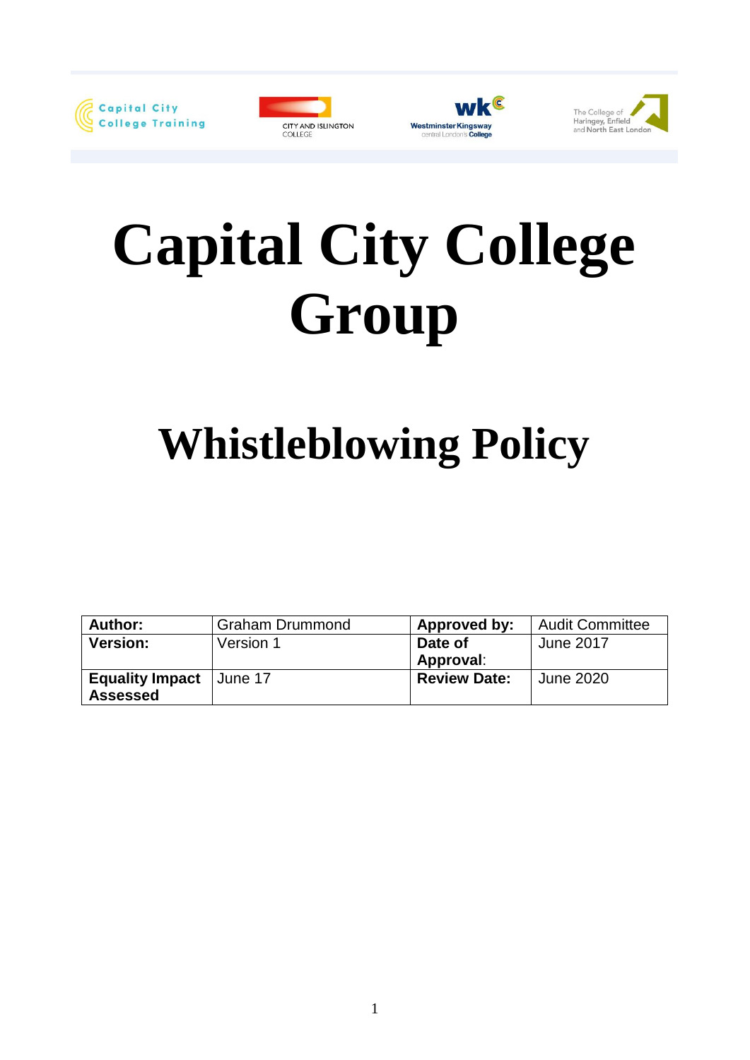# Capital City College Group

## Whistleblowing Policy

| **Author:** | Graham Drummond | **Approved by:** | Audit Committee |
|---|---|---|---|
| **Version:** | Version 1 | **Date of Approval**: | June 2017 |
| **Equality Impact Assessed** | June 17 | **Review Date:** | June 2020 |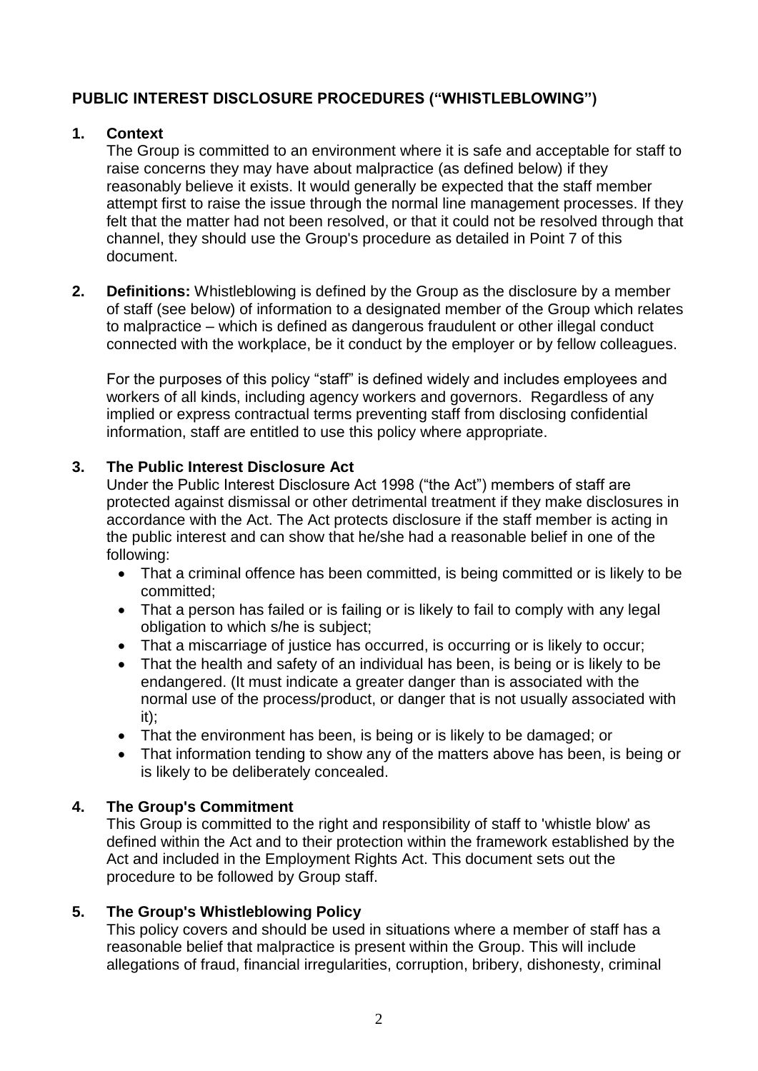## PUBLIC INTEREST DISCLOSURE PROCEDURES ("WHISTLEBLOWING")

**1. Context**

The Group is committed to an environment where it is safe and acceptable for staff to raise concerns they may have about malpractice (as defined below) if they reasonably believe it exists. It would generally be expected that the staff member attempt first to raise the issue through the normal line management processes. If they felt that the matter had not been resolved, or that it could not be resolved through that channel, they should use the Group's procedure as detailed in Point 7 of this document.

**2. Definitions:** Whistleblowing is defined by the Group as the disclosure by a member of staff (see below) of information to a designated member of the Group which relates to malpractice – which is defined as dangerous fraudulent or other illegal conduct connected with the workplace, be it conduct by the employer or by fellow colleagues.

For the purposes of this policy "staff" is defined widely and includes employees and workers of all kinds, including agency workers and governors. Regardless of any implied or express contractual terms preventing staff from disclosing confidential information, staff are entitled to use this policy where appropriate.

**3. The Public Interest Disclosure Act**

Under the Public Interest Disclosure Act 1998 ("the Act") members of staff are protected against dismissal or other detrimental treatment if they make disclosures in accordance with the Act. The Act protects disclosure if the staff member is acting in the public interest and can show that he/she had a reasonable belief in one of the following:

- That a criminal offence has been committed, is being committed or is likely to be committed;
- That a person has failed or is failing or is likely to fail to comply with any legal obligation to which s/he is subject;
- That a miscarriage of justice has occurred, is occurring or is likely to occur;
- That the health and safety of an individual has been, is being or is likely to be endangered. (It must indicate a greater danger than is associated with the normal use of the process/product, or danger that is not usually associated with it);
- That the environment has been, is being or is likely to be damaged; or
- That information tending to show any of the matters above has been, is being or is likely to be deliberately concealed.

**4. The Group's Commitment**

This Group is committed to the right and responsibility of staff to 'whistle blow' as defined within the Act and to their protection within the framework established by the Act and included in the Employment Rights Act. This document sets out the procedure to be followed by Group staff.

**5. The Group's Whistleblowing Policy**

This policy covers and should be used in situations where a member of staff has a reasonable belief that malpractice is present within the Group. This will include allegations of fraud, financial irregularities, corruption, bribery, dishonesty, criminal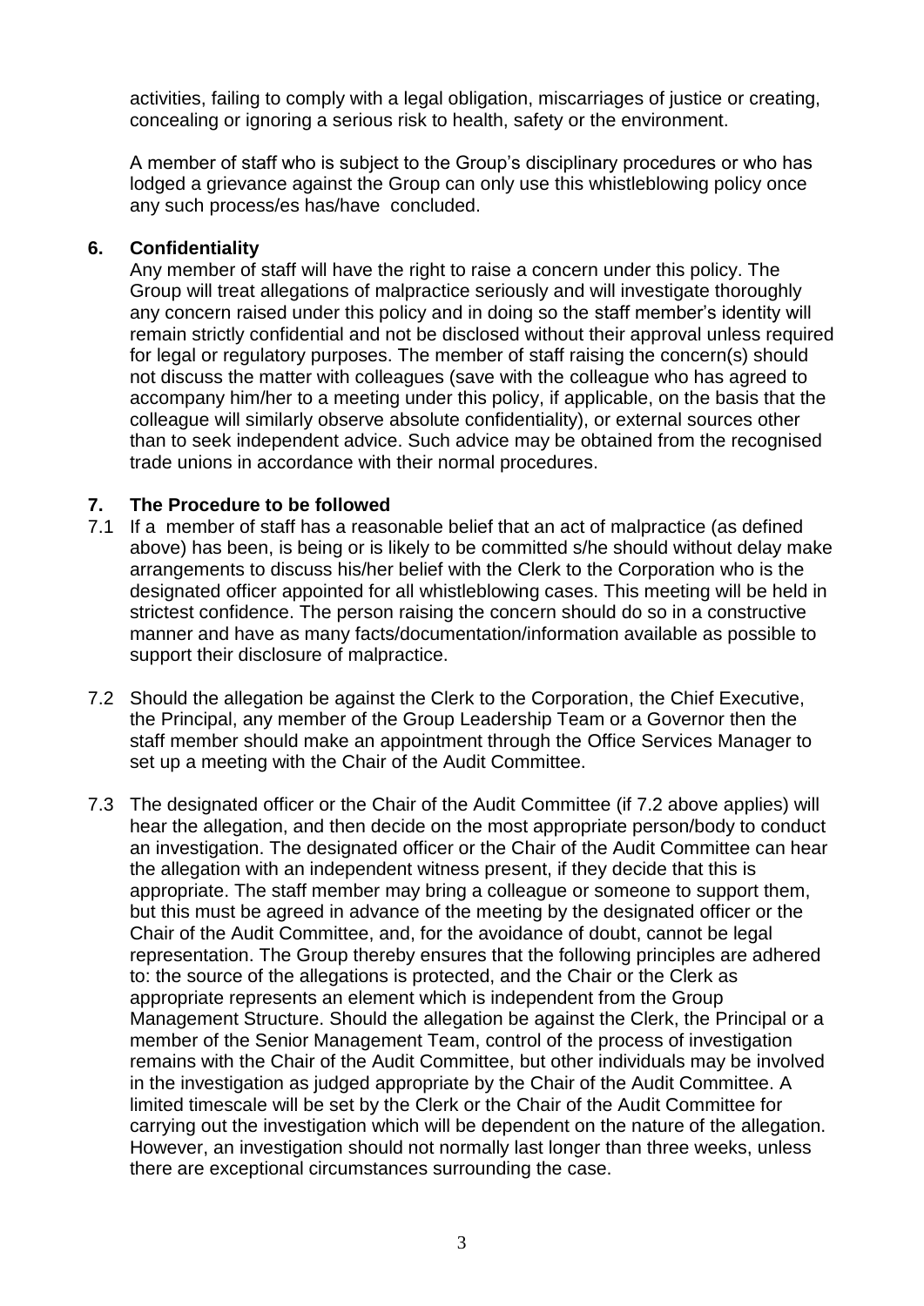activities, failing to comply with a legal obligation, miscarriages of justice or creating, concealing or ignoring a serious risk to health, safety or the environment.

A member of staff who is subject to the Group's disciplinary procedures or who has lodged a grievance against the Group can only use this whistleblowing policy once any such process/es has/have concluded.

## 6. Confidentiality

Any member of staff will have the right to raise a concern under this policy. The Group will treat allegations of malpractice seriously and will investigate thoroughly any concern raised under this policy and in doing so the staff member's identity will remain strictly confidential and not be disclosed without their approval unless required for legal or regulatory purposes. The member of staff raising the concern(s) should not discuss the matter with colleagues (save with the colleague who has agreed to accompany him/her to a meeting under this policy, if applicable, on the basis that the colleague will similarly observe absolute confidentiality), or external sources other than to seek independent advice. Such advice may be obtained from the recognised trade unions in accordance with their normal procedures.

## 7. The Procedure to be followed

7.1 If a member of staff has a reasonable belief that an act of malpractice (as defined above) has been, is being or is likely to be committed s/he should without delay make arrangements to discuss his/her belief with the Clerk to the Corporation who is the designated officer appointed for all whistleblowing cases. This meeting will be held in strictest confidence. The person raising the concern should do so in a constructive manner and have as many facts/documentation/information available as possible to support their disclosure of malpractice.

7.2 Should the allegation be against the Clerk to the Corporation, the Chief Executive, the Principal, any member of the Group Leadership Team or a Governor then the staff member should make an appointment through the Office Services Manager to set up a meeting with the Chair of the Audit Committee.

7.3 The designated officer or the Chair of the Audit Committee (if 7.2 above applies) will hear the allegation, and then decide on the most appropriate person/body to conduct an investigation. The designated officer or the Chair of the Audit Committee can hear the allegation with an independent witness present, if they decide that this is appropriate. The staff member may bring a colleague or someone to support them, but this must be agreed in advance of the meeting by the designated officer or the Chair of the Audit Committee, and, for the avoidance of doubt, cannot be legal representation. The Group thereby ensures that the following principles are adhered to: the source of the allegations is protected, and the Chair or the Clerk as appropriate represents an element which is independent from the Group Management Structure. Should the allegation be against the Clerk, the Principal or a member of the Senior Management Team, control of the process of investigation remains with the Chair of the Audit Committee, but other individuals may be involved in the investigation as judged appropriate by the Chair of the Audit Committee. A limited timescale will be set by the Clerk or the Chair of the Audit Committee for carrying out the investigation which will be dependent on the nature of the allegation. However, an investigation should not normally last longer than three weeks, unless there are exceptional circumstances surrounding the case.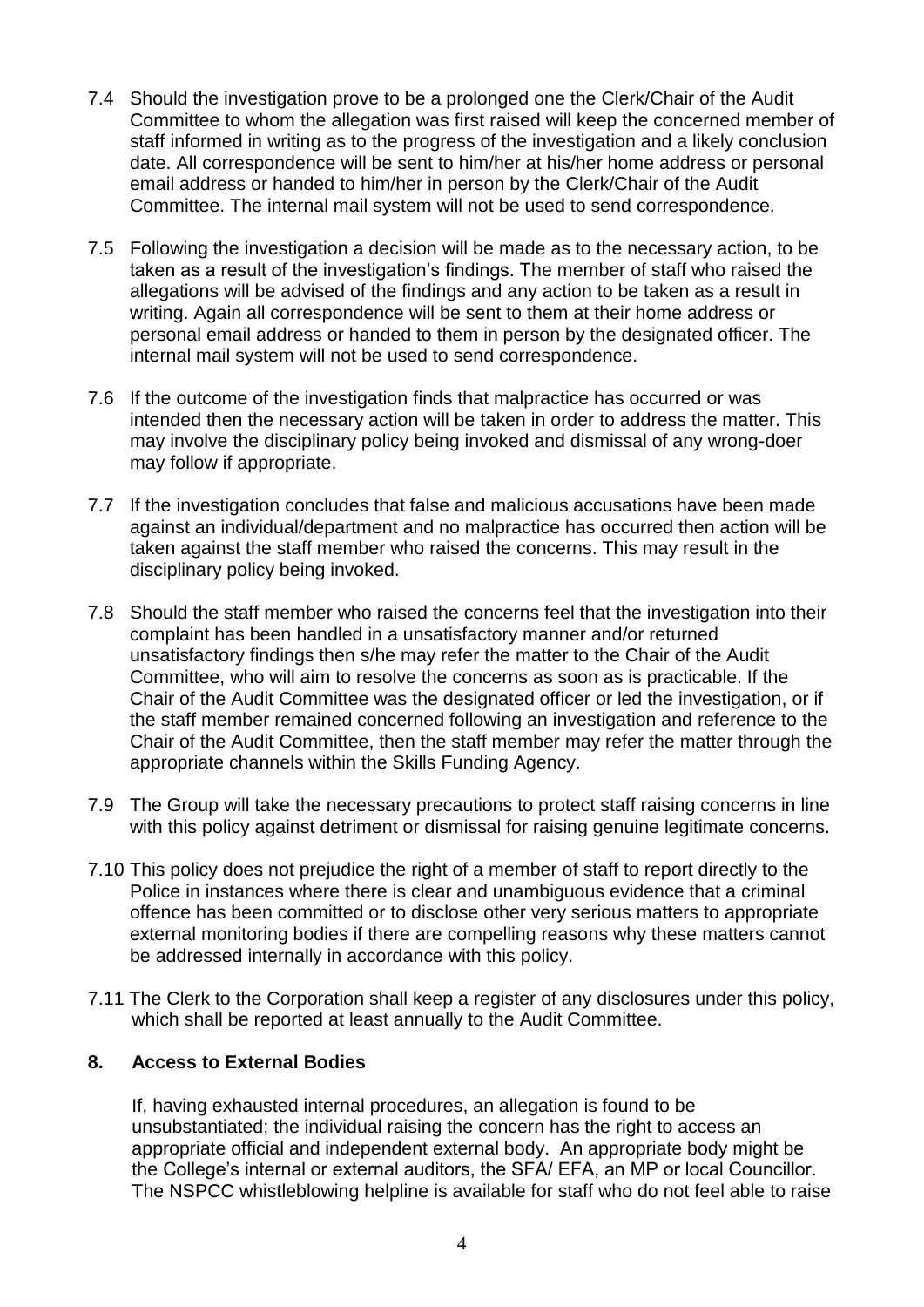7.4 Should the investigation prove to be a prolonged one the Clerk/Chair of the Audit Committee to whom the allegation was first raised will keep the concerned member of staff informed in writing as to the progress of the investigation and a likely conclusion date. All correspondence will be sent to him/her at his/her home address or personal email address or handed to him/her in person by the Clerk/Chair of the Audit Committee. The internal mail system will not be used to send correspondence.

7.5 Following the investigation a decision will be made as to the necessary action, to be taken as a result of the investigation's findings. The member of staff who raised the allegations will be advised of the findings and any action to be taken as a result in writing. Again all correspondence will be sent to them at their home address or personal email address or handed to them in person by the designated officer. The internal mail system will not be used to send correspondence.

7.6 If the outcome of the investigation finds that malpractice has occurred or was intended then the necessary action will be taken in order to address the matter. This may involve the disciplinary policy being invoked and dismissal of any wrong-doer may follow if appropriate.

7.7 If the investigation concludes that false and malicious accusations have been made against an individual/department and no malpractice has occurred then action will be taken against the staff member who raised the concerns. This may result in the disciplinary policy being invoked.

7.8 Should the staff member who raised the concerns feel that the investigation into their complaint has been handled in a unsatisfactory manner and/or returned unsatisfactory findings then s/he may refer the matter to the Chair of the Audit Committee, who will aim to resolve the concerns as soon as is practicable. If the Chair of the Audit Committee was the designated officer or led the investigation, or if the staff member remained concerned following an investigation and reference to the Chair of the Audit Committee, then the staff member may refer the matter through the appropriate channels within the Skills Funding Agency.

7.9 The Group will take the necessary precautions to protect staff raising concerns in line with this policy against detriment or dismissal for raising genuine legitimate concerns.

7.10 This policy does not prejudice the right of a member of staff to report directly to the Police in instances where there is clear and unambiguous evidence that a criminal offence has been committed or to disclose other very serious matters to appropriate external monitoring bodies if there are compelling reasons why these matters cannot be addressed internally in accordance with this policy.

7.11 The Clerk to the Corporation shall keep a register of any disclosures under this policy, which shall be reported at least annually to the Audit Committee.

## 8. Access to External Bodies

If, having exhausted internal procedures, an allegation is found to be unsubstantiated; the individual raising the concern has the right to access an appropriate official and independent external body. An appropriate body might be the College's internal or external auditors, the SFA/ EFA, an MP or local Councillor. The NSPCC whistleblowing helpline is available for staff who do not feel able to raise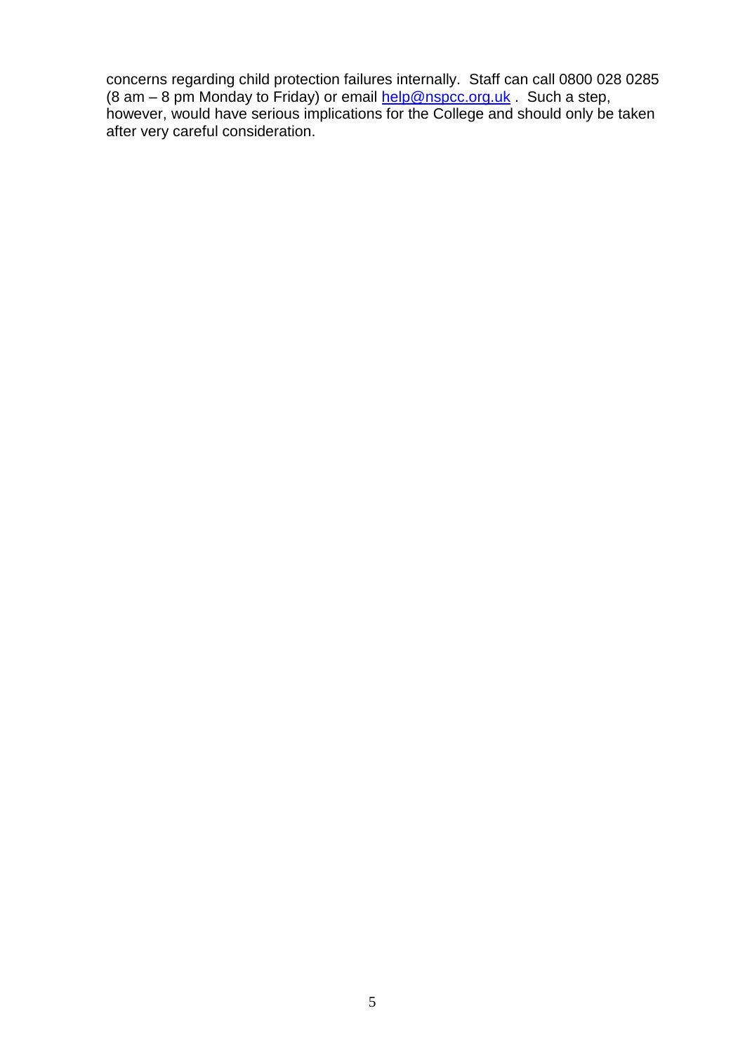concerns regarding child protection failures internally. Staff can call 0800 028 0285 (8 am – 8 pm Monday to Friday) or email help@nspcc.org.uk . Such a step, however, would have serious implications for the College and should only be taken after very careful consideration.